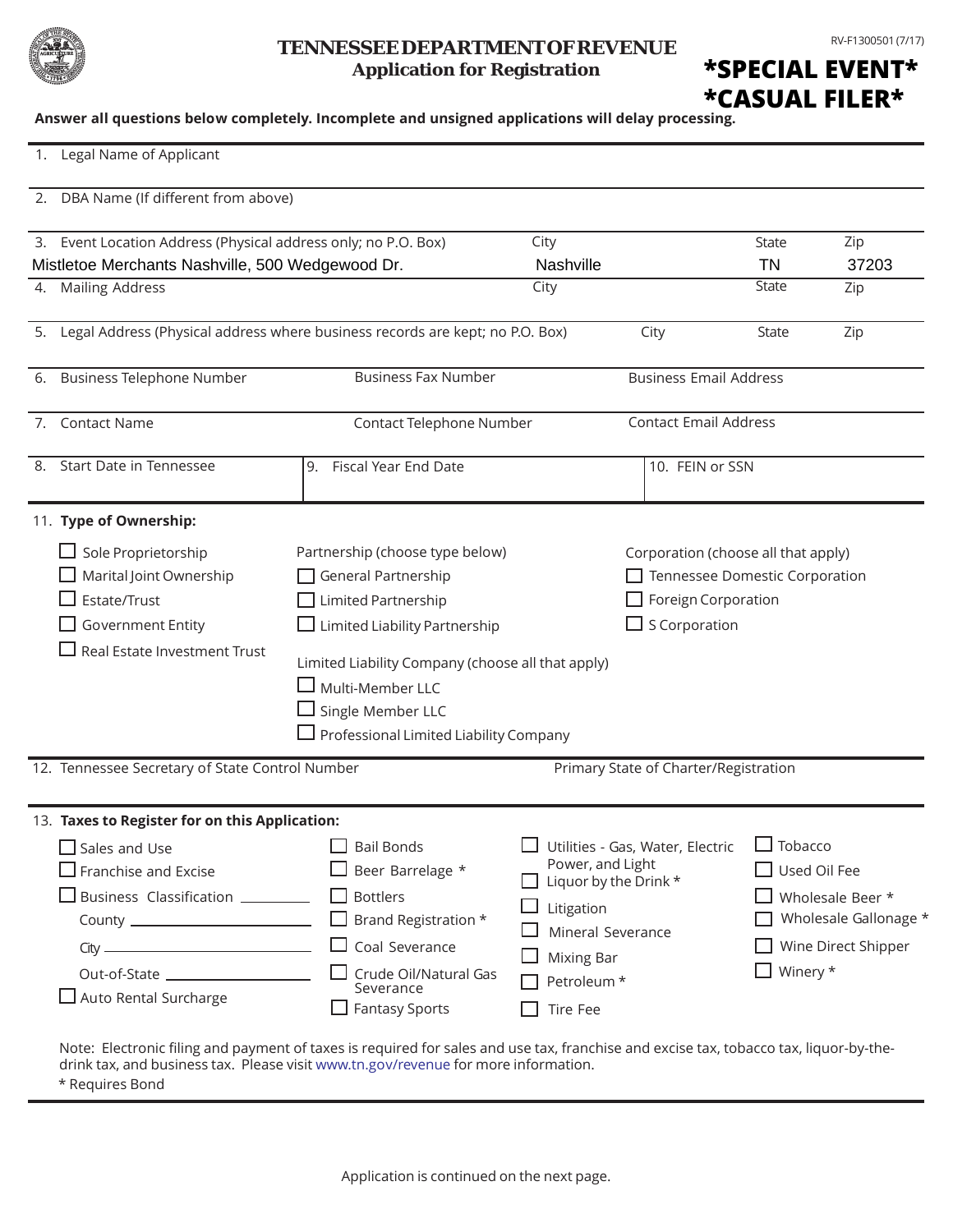# TENNESSEE DEPARTMENT OF REVENUE

## Application for Registration

RV-F1300501 (7/17)

**\*SPECIAL EVENT\***
**\*CASUAL FILER\***

**Answer all questions below completely. Incomplete and unsigned applications will delay processing.**

1. Legal Name of Applicant

2. DBA Name (If different from above)

3. Event Location Address (Physical address only; no P.O. Box): Mistletoe Merchants Nashville, 500 Wedgewood Dr. | City: Nashville | State: TN | Zip: 37203

4. Mailing Address | City | State | Zip

5. Legal Address (Physical address where business records are kept; no P.O. Box) | City | State | Zip

6. Business Telephone Number | Business Fax Number | Business Email Address

7. Contact Name | Contact Telephone Number | Contact Email Address

8. Start Date in Tennessee | 9. Fiscal Year End Date | 10. FEIN or SSN

11. **Type of Ownership:**

- ☐ Sole Proprietorship
- ☐ Marital Joint Ownership
- ☐ Estate/Trust
- ☐ Government Entity
- ☐ Real Estate Investment Trust

Partnership (choose type below)
- ☐ General Partnership
- ☐ Limited Partnership
- ☐ Limited Liability Partnership

Limited Liability Company (choose all that apply)
- ☐ Multi-Member LLC
- ☐ Single Member LLC
- ☐ Professional Limited Liability Company

Corporation (choose all that apply)
- ☐ Tennessee Domestic Corporation
- ☐ Foreign Corporation
- ☐ S Corporation

12. Tennessee Secretary of State Control Number | Primary State of Charter/Registration

13. **Taxes to Register for on this Application:**

- ☐ Sales and Use
- ☐ Franchise and Excise
- ☐ Business Classification ________
  - County ________
  - City ________
  - Out-of-State ________
- ☐ Auto Rental Surcharge
- ☐ Bail Bonds
- ☐ Beer Barrelage *
- ☐ Bottlers
- ☐ Brand Registration *
- ☐ Coal Severance
- ☐ Crude Oil/Natural Gas Severance
- ☐ Fantasy Sports
- ☐ Utilities - Gas, Water, Electric Power, and Light
- ☐ Liquor by the Drink *
- ☐ Litigation
- ☐ Mineral Severance
- ☐ Mixing Bar
- ☐ Petroleum *
- ☐ Tire Fee
- ☐ Tobacco
- ☐ Used Oil Fee
- ☐ Wholesale Beer *
- ☐ Wholesale Gallonage *
- ☐ Wine Direct Shipper
- ☐ Winery *

Note: Electronic filing and payment of taxes is required for sales and use tax, franchise and excise tax, tobacco tax, liquor-by-the-drink tax, and business tax. Please visit www.tn.gov/revenue for more information.

\* Requires Bond

Application is continued on the next page.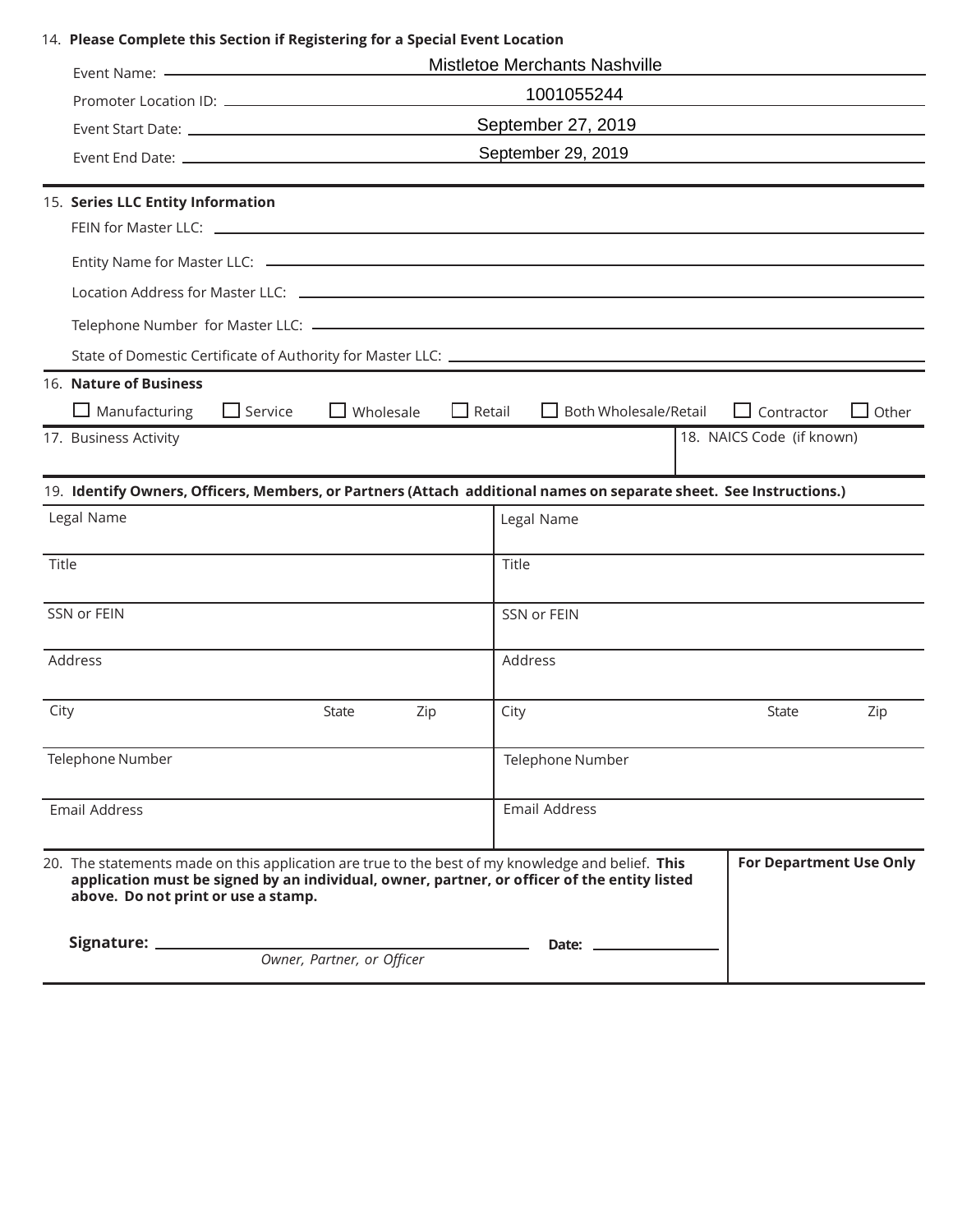14. **Please Complete this Section if Registering for a Special Event Location**

Event Name: Mistletoe Merchants Nashville

Promoter Location ID: 1001055244

Event Start Date: September 27, 2019

Event End Date: September 29, 2019

15. **Series LLC Entity Information**

FEIN for Master LLC:

Entity Name for Master LLC:

Location Address for Master LLC:

Telephone Number for Master LLC:

State of Domestic Certificate of Authority for Master LLC:

16. **Nature of Business**

☐ Manufacturing ☐ Service ☐ Wholesale ☐ Retail ☐ Both Wholesale/Retail ☐ Contractor ☐ Other

| 17. Business Activity | 18. NAICS Code (if known) |
|---|---|
| | |

19. **Identify Owners, Officers, Members, or Partners (Attach additional names on separate sheet. See Instructions.)**

| | |
|---|---|
| Legal Name | Legal Name |
| Title | Title |
| SSN or FEIN | SSN or FEIN |
| Address | Address |
| City State Zip | City State Zip |
| Telephone Number | Telephone Number |
| Email Address | Email Address |

20. The statements made on this application are true to the best of my knowledge and belief. **This application must be signed by an individual, owner, partner, or officer of the entity listed above. Do not print or use a stamp.**

**Signature:** ______________________ **Date:** __________

*Owner, Partner, or Officer*

**For Department Use Only**